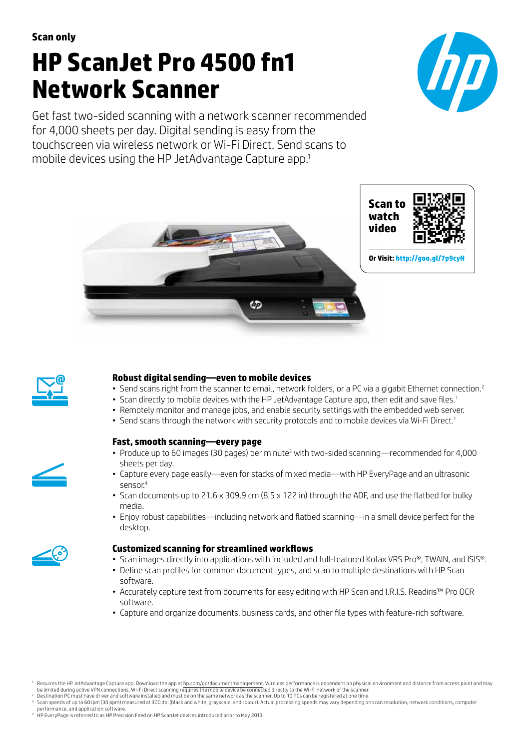**Scan only**

# HP ScanJet Pro 4500 fn1 Network Scanner

Get fast two-sided scanning with a network scanner recommended for 4,000 sheets per day. Digital sending is easy from the touchscreen via wireless network or Wi-Fi Direct. Send scans to mobile devices using the HP JetAdvantage Capture app.[1]

**Scan to watch video**

**Or Visit:** http://goo.gl/7p9cyN

### Robust digital sending—even to mobile devices

- Send scans right from the scanner to email, network folders, or a PC via a gigabit Ethernet connection.[2]
- Scan directly to mobile devices with the HP JetAdvantage Capture app, then edit and save files.[1]
- Remotely monitor and manage jobs, and enable security settings with the embedded web server.
- Send scans through the network with security protocols and to mobile devices via Wi-Fi Direct.[1]

### Fast, smooth scanning—every page

- Produce up to 60 images (30 pages) per minute[3] with two-sided scanning—recommended for 4,000 sheets per day.
- Capture every page easily—even for stacks of mixed media—with HP EveryPage and an ultrasonic sensor.[4]
- Scan documents up to 21.6 x 309.9 cm (8.5 x 122 in) through the ADF, and use the flatbed for bulky media.
- Enjoy robust capabilities—including network and flatbed scanning—in a small device perfect for the desktop.

### Customized scanning for streamlined workflows

- Scan images directly into applications with included and full-featured Kofax VRS Pro®, TWAIN, and ISIS®.
- Define scan profiles for common document types, and scan to multiple destinations with HP Scan software.
- Accurately capture text from documents for easy editing with HP Scan and I.R.I.S. Readiris™ Pro OCR software.
- Capture and organize documents, business cards, and other file types with feature-rich software.

[1] Requires the HP JetAdvantage Capture app. Download the app at hp.com/go/documentmanagement. Wireless performance is dependent on physical environment and distance from access point and may be limited during active VPN connections. Wi-Fi Direct scanning requires the mobile device be connected directly to the Wi-Fi network of the scanner.
[2] Destination PC must have driver and software installed and must be on the same network as the scanner. Up to 10 PCs can be registered at one time.
[3] Scan speeds of up to 60 ipm (30 ppm) measured at 300 dpi (black and white, grayscale, and colour). Actual processing speeds may vary depending on scan resolution, network conditions, computer performance, and application software.
[4] HP EveryPage is referred to as HP Precision Feed on HP ScanJet devices introduced prior to May 2013.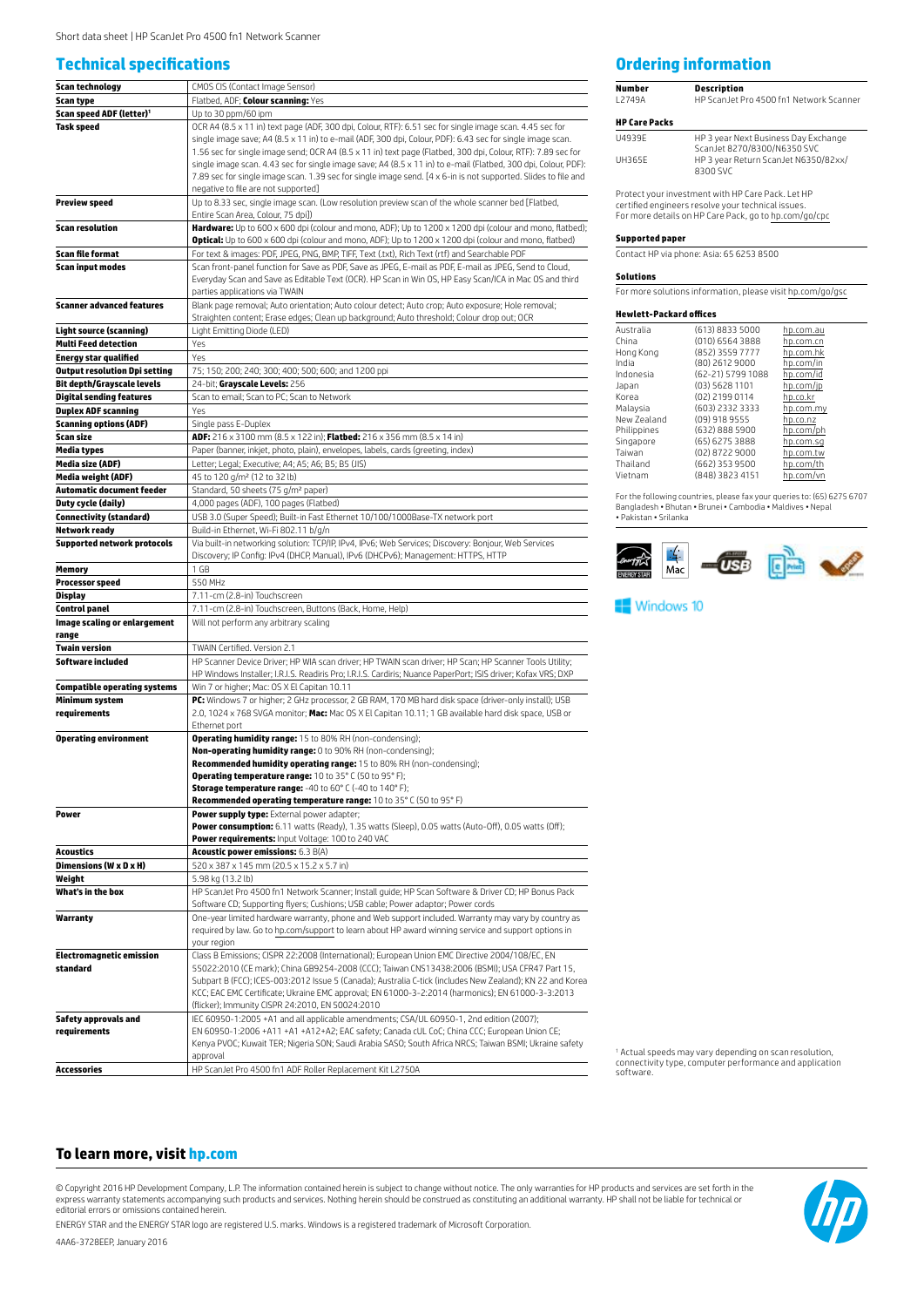## Technical specifications

| | |
|---|---|
| **Scan technology** | CMOS CIS (Contact Image Sensor) |
| **Scan type** | Flatbed, ADF; **Colour scanning:** Yes |
| **Scan speed ADF (letter)**[1] | Up to 30 ppm/60 ipm |
| **Task speed** | OCR A4 (8.5 x 11 in) text page (ADF, 300 dpi, Colour, RTF): 6.51 sec for single image scan. 4.45 sec for single image save; A4 (8.5 x 11 in) to e-mail (ADF, 300 dpi, Colour, PDF): 6.43 sec for single image scan. 1.56 sec for single image send; OCR A4 (8.5 x 11 in) text page (Flatbed, 300 dpi, Colour, RTF): 7.89 sec for single image scan. 4.43 sec for single image save; A4 (8.5 x 11 in) to e-mail (Flatbed, 300 dpi, Colour, PDF): 7.89 sec for single image scan. 1.39 sec for single image send. [4 x 6-in is not supported. Slides to file and negative to file are not supported] |
| **Preview speed** | Up to 8.33 sec, single image scan. (Low resolution preview scan of the whole scanner bed [Flatbed, Entire Scan Area, Colour, 75 dpi]) |
| **Scan resolution** | **Hardware:** Up to 600 x 600 dpi (colour and mono, ADF); Up to 1200 x 1200 dpi (colour and mono, flatbed); **Optical:** Up to 600 x 600 dpi (colour and mono, ADF); Up to 1200 x 1200 dpi (colour and mono, flatbed) |
| **Scan file format** | For text & images: PDF, JPEG, PNG, BMP, TIFF, Text (.txt), Rich Text (rtf) and Searchable PDF |
| **Scan input modes** | Scan front-panel function for Save as PDF, Save as JPEG, E-mail as PDF, E-mail as JPEG, Send to Cloud, Everyday Scan and Save as Editable Text (OCR). HP Scan in Win OS, HP Easy Scan/ICA in Mac OS and third parties applications via TWAIN |
| **Scanner advanced features** | Blank page removal; Auto orientation; Auto colour detect; Auto crop; Auto exposure; Hole removal; Straighten content; Erase edges; Clean up background; Auto threshold; Colour drop out; OCR |
| **Light source (scanning)** | Light Emitting Diode (LED) |
| **Multi Feed detection** | Yes |
| **Energy star qualified** | Yes |
| **Output resolution Dpi setting** | 75; 150; 200; 240; 300; 400; 500; 600; and 1200 ppi |
| **Bit depth/Grayscale levels** | 24-bit; **Grayscale Levels:** 256 |
| **Digital sending features** | Scan to email; Scan to PC; Scan to Network |
| **Duplex ADF scanning** | Yes |
| **Scanning options (ADF)** | Single pass E-Duplex |
| **Scan size** | **ADF:** 216 x 3100 mm (8.5 x 122 in); **Flatbed:** 216 x 356 mm (8.5 x 14 in) |
| **Media types** | Paper (banner, inkjet, photo, plain), envelopes, labels, cards (greeting, index) |
| **Media size (ADF)** | Letter; Legal; Executive; A4; A5; A6; B5; B5 (JIS) |
| **Media weight (ADF)** | 45 to 120 g/m² (12 to 32 lb) |
| **Automatic document feeder** | Standard, 50 sheets (75 g/m² paper) |
| **Duty cycle (daily)** | 4,000 pages (ADF), 100 pages (Flatbed) |
| **Connectivity (standard)** | USB 3.0 (Super Speed); Built-in Fast Ethernet 10/100/1000Base-TX network port |
| **Network ready** | Build-in Ethernet, Wi-Fi 802.11 b/g/n |
| **Supported network protocols** | Via built-in networking solution: TCP/IP, IPv4, IPv6; Web Services; Discovery: Bonjour, Web Services Discovery; IP Config: IPv4 (DHCP, Manual), IPv6 (DHCPv6); Management: HTTPS, HTTP |
| **Memory** | 1 GB |
| **Processor speed** | 550 MHz |
| **Display** | 7.11-cm (2.8-in) Touchscreen |
| **Control panel** | 7.11-cm (2.8-in) Touchscreen, Buttons (Back, Home, Help) |
| **Image scaling or enlargement range** | Will not perform any arbitrary scaling |
| **Twain version** | TWAIN Certified. Version 2.1 |
| **Software included** | HP Scanner Device Driver; HP WIA scan driver; HP TWAIN scan driver; HP Scan; HP Scanner Tools Utility; HP Windows Installer; I.R.I.S. Readiris Pro; I.R.I.S. Cardiris; Nuance PaperPort; ISIS driver; Kofax VRS; DXP |
| **Compatible operating systems** | Win 7 or higher; Mac: OS X El Capitan 10.11 |
| **Minimum system requirements** | **PC:** Windows 7 or higher; 2 GHz processor, 2 GB RAM, 170 MB hard disk space (driver-only install); USB 2.0, 1024 x 768 SVGA monitor; **Mac:** Mac OS X El Capitan 10.11; 1 GB available hard disk space, USB or Ethernet port |
| **Operating environment** | **Operating humidity range:** 15 to 80% RH (non-condensing); **Non-operating humidity range:** 0 to 90% RH (non-condensing); **Recommended humidity operating range:** 15 to 80% RH (non-condensing); **Operating temperature range:** 10 to 35° C (50 to 95° F); **Storage temperature range:** -40 to 60° C (-40 to 140° F); **Recommended operating temperature range:** 10 to 35° C (50 to 95° F) |
| **Power** | **Power supply type:** External power adapter; **Power consumption:** 6.11 watts (Ready), 1.35 watts (Sleep), 0.05 watts (Auto-Off), 0.05 watts (Off); **Power requirements:** Input Voltage: 100 to 240 VAC |
| **Acoustics** | **Acoustic power emissions:** 6.3 B(A) |
| **Dimensions (W x D x H)** | 520 x 387 x 145 mm (20.5 x 15.2 x 5.7 in) |
| **Weight** | 5.98 kg (13.2 lb) |
| **What's in the box** | HP ScanJet Pro 4500 fn1 Network Scanner; Install guide; HP Scan Software & Driver CD; HP Bonus Pack Software CD; Supporting flyers; Cushions; USB cable; Power adaptor; Power cords |
| **Warranty** | One-year limited hardware warranty, phone and Web support included. Warranty may vary by country as required by law. Go to hp.com/support to learn about HP award winning service and support options in your region |
| **Electromagnetic emission standard** | Class B Emissions; CISPR 22:2008 (International); European Union EMC Directive 2004/108/EC, EN 55022:2010 (CE mark); China GB9254-2008 (CCC); Taiwan CNS13438:2006 (BSMI); USA CFR47 Part 15, Subpart B (FCC); ICES-003:2012 Issue 5 (Canada); Australia C-tick (includes New Zealand); KN 22 and Korea KCC; EAC EMC Certificate; Ukraine EMC approval; EN 61000-3-2:2014 (harmonics); EN 61000-3-3:2013 (flicker); Immunity CISPR 24:2010, EN 50024:2010 |
| **Safety approvals and requirements** | IEC 60950-1:2005 +A1 and all applicable amendments; CSA/UL 60950-1, 2nd edition (2007); EN 60950-1:2006 +A11 +A1 +A12+A2; EAC safety; Canada cUL CoC; China CCC; European Union CE; Kenya PVOC; Kuwait TER; Nigeria SON; Saudi Arabia SASO; South Africa NRCS; Taiwan BSMI; Ukraine safety approval |
| **Accessories** | HP ScanJet Pro 4500 fn1 ADF Roller Replacement Kit L2750A |

## Ordering information

| **Number** | **Description** |
|---|---|
| L2749A | HP ScanJet Pro 4500 fn1 Network Scanner |

**HP Care Packs**

| | |
|---|---|
| U4939E | HP 3 year Next Business Day Exchange ScanJet 8270/8300/N6350 SVC |
| UH365E | HP 3 year Return ScanJet N6350/82xx/8300 SVC |

Protect your investment with HP Care Pack. Let HP certified engineers resolve your technical issues. For more details on HP Care Pack, go to hp.com/go/cpc

**Supported paper**

Contact HP via phone: Asia: 65 6253 8500

**Solutions**

For more solutions information, please visit hp.com/go/gsc

**Hewlett-Packard offices**

| | | |
|---|---|---|
| Australia | (613) 8833 5000 | hp.com.au |
| China | (010) 6564 3888 | hp.com.cn |
| Hong Kong | (852) 3559 7777 | hp.com.hk |
| India | (80) 2612 9000 | hp.com/in |
| Indonesia | (62-21) 5799 1088 | hp.com/id |
| Japan | (03) 5628 1101 | hp.com/jp |
| Korea | (02) 2199 0114 | hp.co.kr |
| Malaysia | (603) 2332 3333 | hp.com.my |
| New Zealand | (09) 918 9555 | hp.co.nz |
| Philippines | (632) 888 5900 | hp.com/ph |
| Singapore | (65) 6275 3888 | hp.com.sg |
| Taiwan | (02) 8722 9000 | hp.com.tw |
| Thailand | (662) 353 9500 | hp.com/th |
| Vietnam | (848) 3823 4151 | hp.com/vn |

For the following countries, please fax your queries to: (65) 6275 6707
Bangladesh • Bhutan • Brunei • Cambodia • Maldives • Nepal • Pakistan • Srilanka

Windows 10

[1] Actual speeds may vary depending on scan resolution, connectivity type, computer performance and application software.

## To learn more, visit hp.com

© Copyright 2016 HP Development Company, L.P. The information contained herein is subject to change without notice. The only warranties for HP products and services are set forth in the express warranty statements accompanying such products and services. Nothing herein should be construed as constituting an additional warranty. HP shall not be liable for technical or editorial errors or omissions contained herein.

ENERGY STAR and the ENERGY STAR logo are registered U.S. marks. Windows is a registered trademark of Microsoft Corporation.

4AA6-3728EEP, January 2016